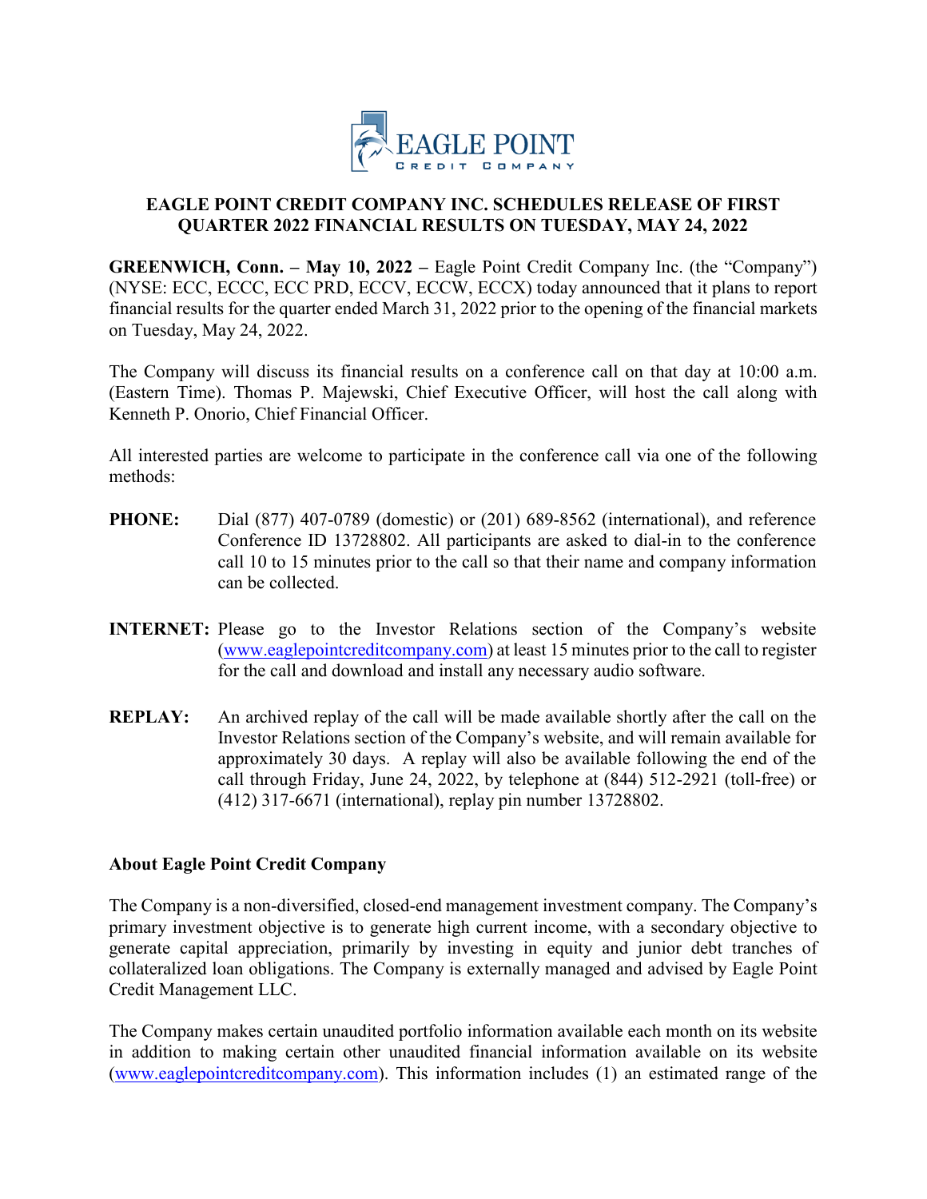EAGLE POINT
CREDIT COMPANY

# EAGLE POINT CREDIT COMPANY INC. SCHEDULES RELEASE OF FIRST QUARTER 2022 FINANCIAL RESULTS ON TUESDAY, MAY 24, 2022

**GREENWICH, Conn. – May 10, 2022 –** Eagle Point Credit Company Inc. (the "Company") (NYSE: ECC, ECCC, ECC PRD, ECCV, ECCW, ECCX) today announced that it plans to report financial results for the quarter ended March 31, 2022 prior to the opening of the financial markets on Tuesday, May 24, 2022.

The Company will discuss its financial results on a conference call on that day at 10:00 a.m. (Eastern Time). Thomas P. Majewski, Chief Executive Officer, will host the call along with Kenneth P. Onorio, Chief Financial Officer.

All interested parties are welcome to participate in the conference call via one of the following methods:

**PHONE:** Dial (877) 407-0789 (domestic) or (201) 689-8562 (international), and reference Conference ID 13728802. All participants are asked to dial-in to the conference call 10 to 15 minutes prior to the call so that their name and company information can be collected.

**INTERNET:** Please go to the Investor Relations section of the Company's website (www.eaglepointcreditcompany.com) at least 15 minutes prior to the call to register for the call and download and install any necessary audio software.

**REPLAY:** An archived replay of the call will be made available shortly after the call on the Investor Relations section of the Company's website, and will remain available for approximately 30 days. A replay will also be available following the end of the call through Friday, June 24, 2022, by telephone at (844) 512-2921 (toll-free) or (412) 317-6671 (international), replay pin number 13728802.

## About Eagle Point Credit Company

The Company is a non-diversified, closed-end management investment company. The Company's primary investment objective is to generate high current income, with a secondary objective to generate capital appreciation, primarily by investing in equity and junior debt tranches of collateralized loan obligations. The Company is externally managed and advised by Eagle Point Credit Management LLC.

The Company makes certain unaudited portfolio information available each month on its website in addition to making certain other unaudited financial information available on its website (www.eaglepointcreditcompany.com). This information includes (1) an estimated range of the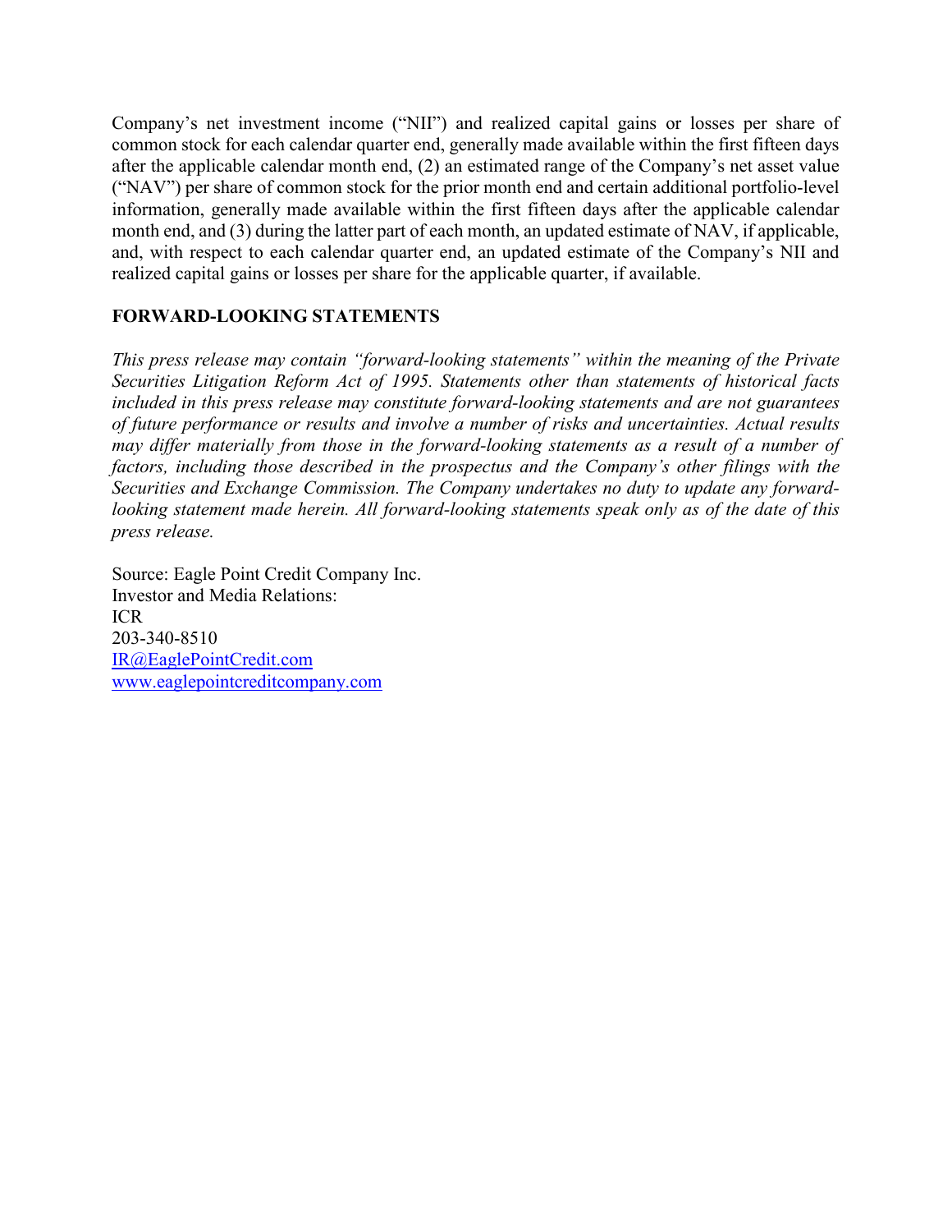Company's net investment income ("NII") and realized capital gains or losses per share of common stock for each calendar quarter end, generally made available within the first fifteen days after the applicable calendar month end, (2) an estimated range of the Company's net asset value ("NAV") per share of common stock for the prior month end and certain additional portfolio-level information, generally made available within the first fifteen days after the applicable calendar month end, and (3) during the latter part of each month, an updated estimate of NAV, if applicable, and, with respect to each calendar quarter end, an updated estimate of the Company's NII and realized capital gains or losses per share for the applicable quarter, if available.

**FORWARD-LOOKING STATEMENTS**

*This press release may contain "forward-looking statements" within the meaning of the Private Securities Litigation Reform Act of 1995. Statements other than statements of historical facts included in this press release may constitute forward-looking statements and are not guarantees of future performance or results and involve a number of risks and uncertainties. Actual results may differ materially from those in the forward-looking statements as a result of a number of factors, including those described in the prospectus and the Company's other filings with the Securities and Exchange Commission. The Company undertakes no duty to update any forward-looking statement made herein. All forward-looking statements speak only as of the date of this press release.*

Source: Eagle Point Credit Company Inc.
Investor and Media Relations:
ICR
203-340-8510
IR@EaglePointCredit.com
www.eaglepointcreditcompany.com